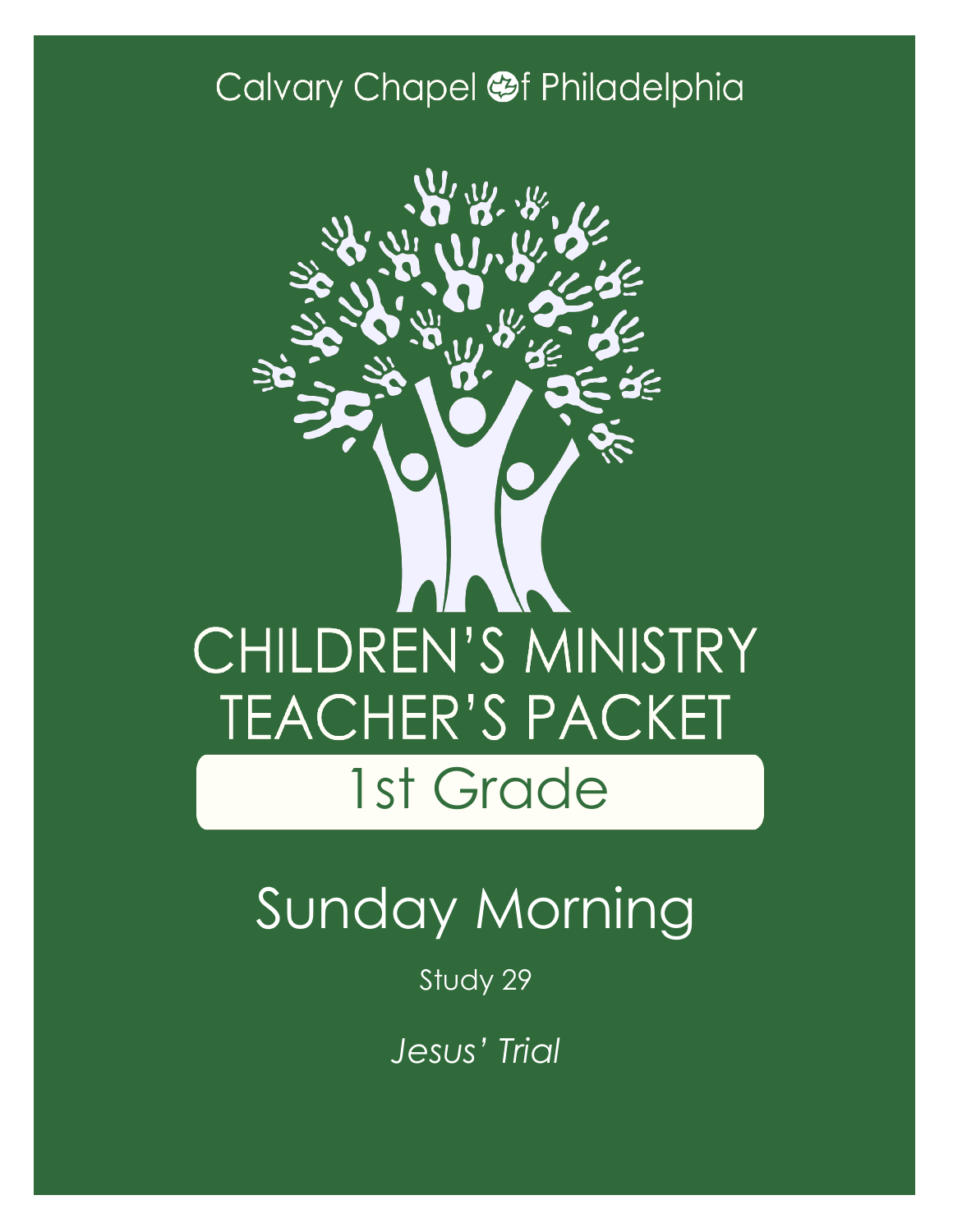Calvary Chapel of Philadelphia

# CHILDREN'S MINISTRY TEACHER'S PACKET

## 1st Grade

# Sunday Morning

Study 29

*Jesus' Trial*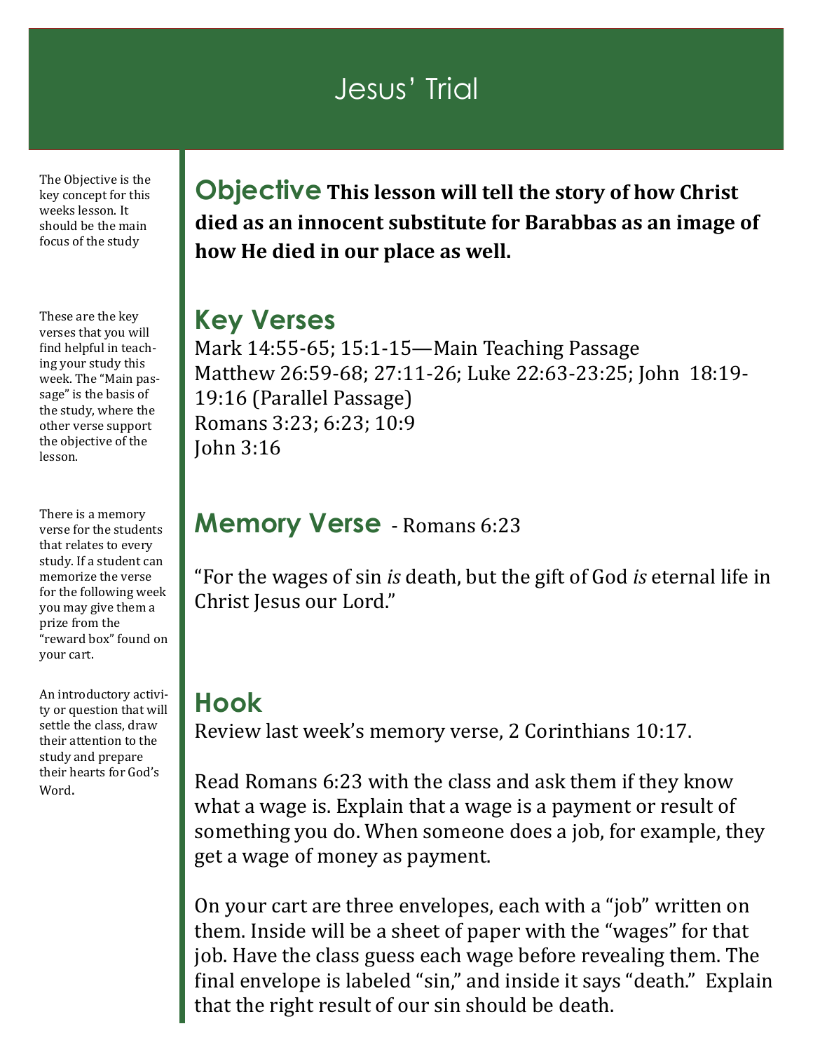# Jesus' Trial

The Objective is the key concept for this weeks lesson. It should be the main focus of the study

## Objective

**This lesson will tell the story of how Christ died as an innocent substitute for Barabbas as an image of how He died in our place as well.**

These are the key verses that you will find helpful in teaching your study this week. The "Main passage" is the basis of the study, where the other verse support the objective of the lesson.

## Key Verses

Mark 14:55-65; 15:1-15—Main Teaching Passage
Matthew 26:59-68; 27:11-26; Luke 22:63-23:25; John 18:19-19:16 (Parallel Passage)
Romans 3:23; 6:23; 10:9
John 3:16

There is a memory verse for the students that relates to every study. If a student can memorize the verse for the following week you may give them a prize from the "reward box" found on your cart.

## Memory Verse - Romans 6:23

"For the wages of sin *is* death, but the gift of God *is* eternal life in Christ Jesus our Lord."

An introductory activity or question that will settle the class, draw their attention to the study and prepare their hearts for God's Word.

## Hook

Review last week's memory verse, 2 Corinthians 10:17.

Read Romans 6:23 with the class and ask them if they know what a wage is. Explain that a wage is a payment or result of something you do. When someone does a job, for example, they get a wage of money as payment.

On your cart are three envelopes, each with a "job" written on them. Inside will be a sheet of paper with the "wages" for that job. Have the class guess each wage before revealing them. The final envelope is labeled "sin," and inside it says "death." Explain that the right result of our sin should be death.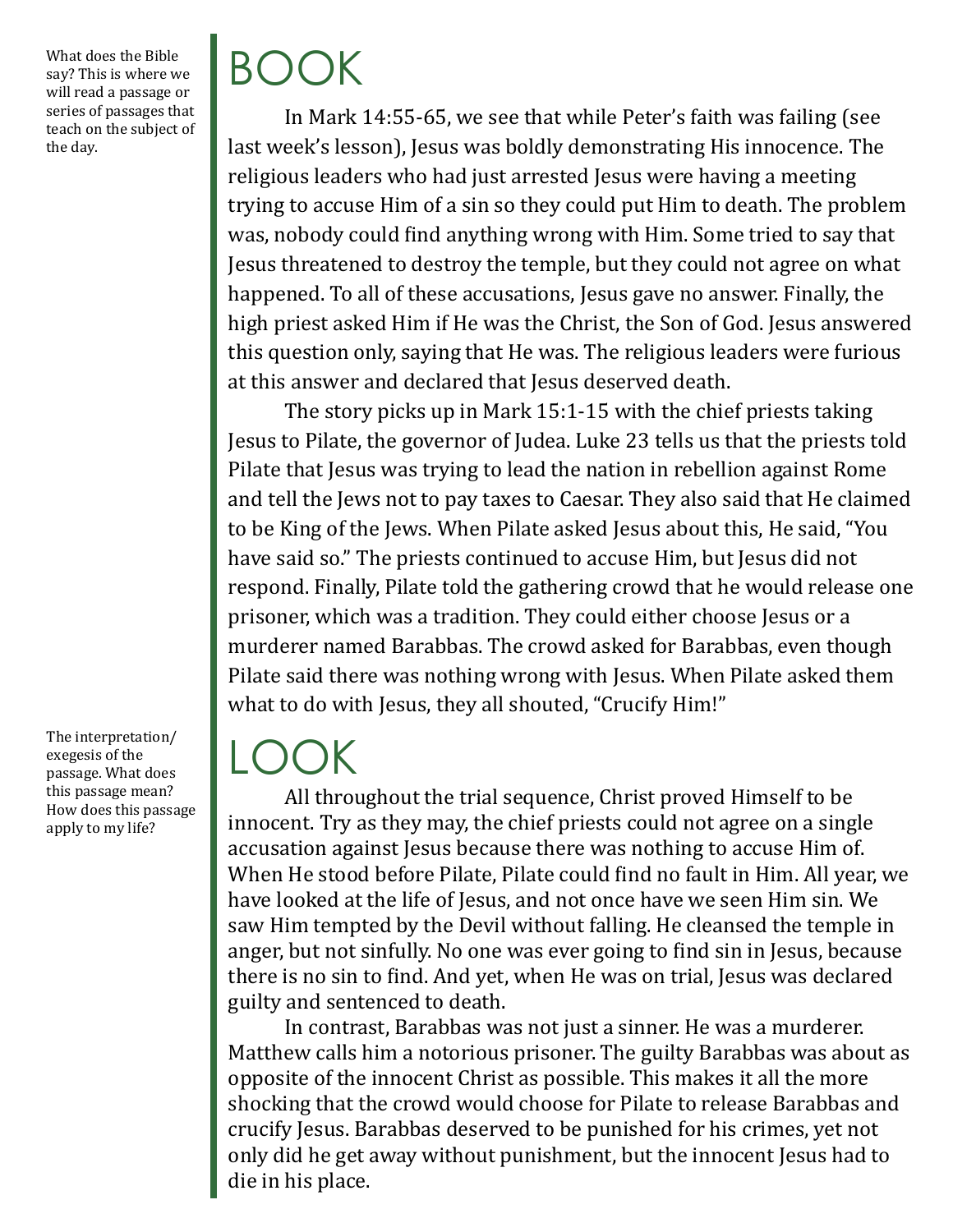What does the Bible say? This is where we will read a passage or series of passages that teach on the subject of the day.

# BOOK

In Mark 14:55-65, we see that while Peter's faith was failing (see last week's lesson), Jesus was boldly demonstrating His innocence. The religious leaders who had just arrested Jesus were having a meeting trying to accuse Him of a sin so they could put Him to death. The problem was, nobody could find anything wrong with Him. Some tried to say that Jesus threatened to destroy the temple, but they could not agree on what happened. To all of these accusations, Jesus gave no answer. Finally, the high priest asked Him if He was the Christ, the Son of God. Jesus answered this question only, saying that He was. The religious leaders were furious at this answer and declared that Jesus deserved death.

The story picks up in Mark 15:1-15 with the chief priests taking Jesus to Pilate, the governor of Judea. Luke 23 tells us that the priests told Pilate that Jesus was trying to lead the nation in rebellion against Rome and tell the Jews not to pay taxes to Caesar. They also said that He claimed to be King of the Jews. When Pilate asked Jesus about this, He said, "You have said so." The priests continued to accuse Him, but Jesus did not respond. Finally, Pilate told the gathering crowd that he would release one prisoner, which was a tradition. They could either choose Jesus or a murderer named Barabbas. The crowd asked for Barabbas, even though Pilate said there was nothing wrong with Jesus. When Pilate asked them what to do with Jesus, they all shouted, "Crucify Him!"

The interpretation/exegesis of the passage. What does this passage mean? How does this passage apply to my life?

# LOOK

All throughout the trial sequence, Christ proved Himself to be innocent. Try as they may, the chief priests could not agree on a single accusation against Jesus because there was nothing to accuse Him of. When He stood before Pilate, Pilate could find no fault in Him. All year, we have looked at the life of Jesus, and not once have we seen Him sin. We saw Him tempted by the Devil without falling. He cleansed the temple in anger, but not sinfully. No one was ever going to find sin in Jesus, because there is no sin to find. And yet, when He was on trial, Jesus was declared guilty and sentenced to death.

In contrast, Barabbas was not just a sinner. He was a murderer. Matthew calls him a notorious prisoner. The guilty Barabbas was about as opposite of the innocent Christ as possible. This makes it all the more shocking that the crowd would choose for Pilate to release Barabbas and crucify Jesus. Barabbas deserved to be punished for his crimes, yet not only did he get away without punishment, but the innocent Jesus had to die in his place.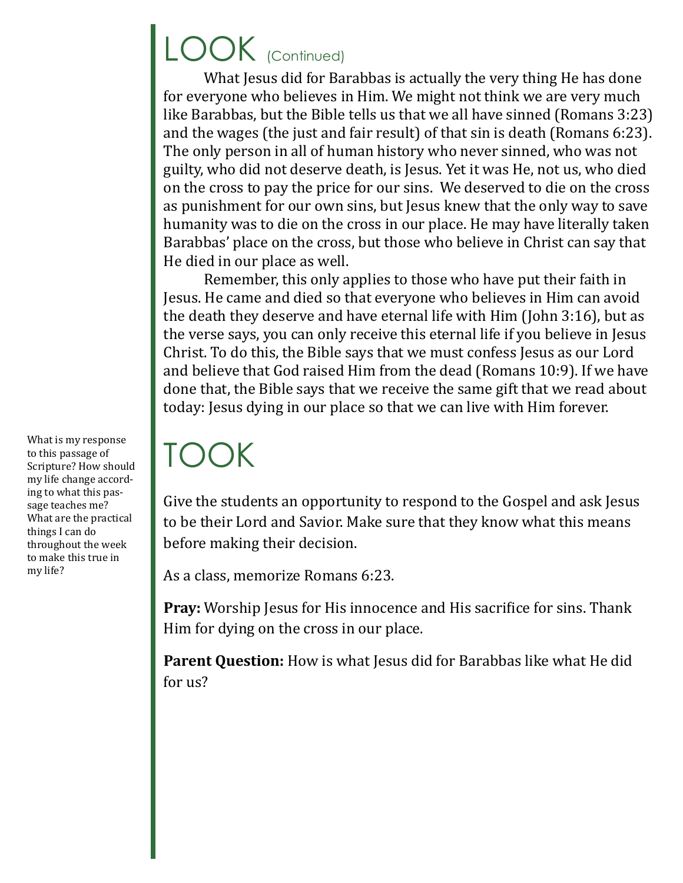# LOOK (Continued)

What Jesus did for Barabbas is actually the very thing He has done for everyone who believes in Him. We might not think we are very much like Barabbas, but the Bible tells us that we all have sinned (Romans 3:23) and the wages (the just and fair result) of that sin is death (Romans 6:23). The only person in all of human history who never sinned, who was not guilty, who did not deserve death, is Jesus. Yet it was He, not us, who died on the cross to pay the price for our sins. We deserved to die on the cross as punishment for our own sins, but Jesus knew that the only way to save humanity was to die on the cross in our place. He may have literally taken Barabbas' place on the cross, but those who believe in Christ can say that He died in our place as well.

Remember, this only applies to those who have put their faith in Jesus. He came and died so that everyone who believes in Him can avoid the death they deserve and have eternal life with Him (John 3:16), but as the verse says, you can only receive this eternal life if you believe in Jesus Christ. To do this, the Bible says that we must confess Jesus as our Lord and believe that God raised Him from the dead (Romans 10:9). If we have done that, the Bible says that we receive the same gift that we read about today: Jesus dying in our place so that we can live with Him forever.

# TOOK

What is my response to this passage of Scripture? How should my life change according to what this passage teaches me? What are the practical things I can do throughout the week to make this true in my life?

Give the students an opportunity to respond to the Gospel and ask Jesus to be their Lord and Savior. Make sure that they know what this means before making their decision.

As a class, memorize Romans 6:23.

**Pray:** Worship Jesus for His innocence and His sacrifice for sins. Thank Him for dying on the cross in our place.

**Parent Question:** How is what Jesus did for Barabbas like what He did for us?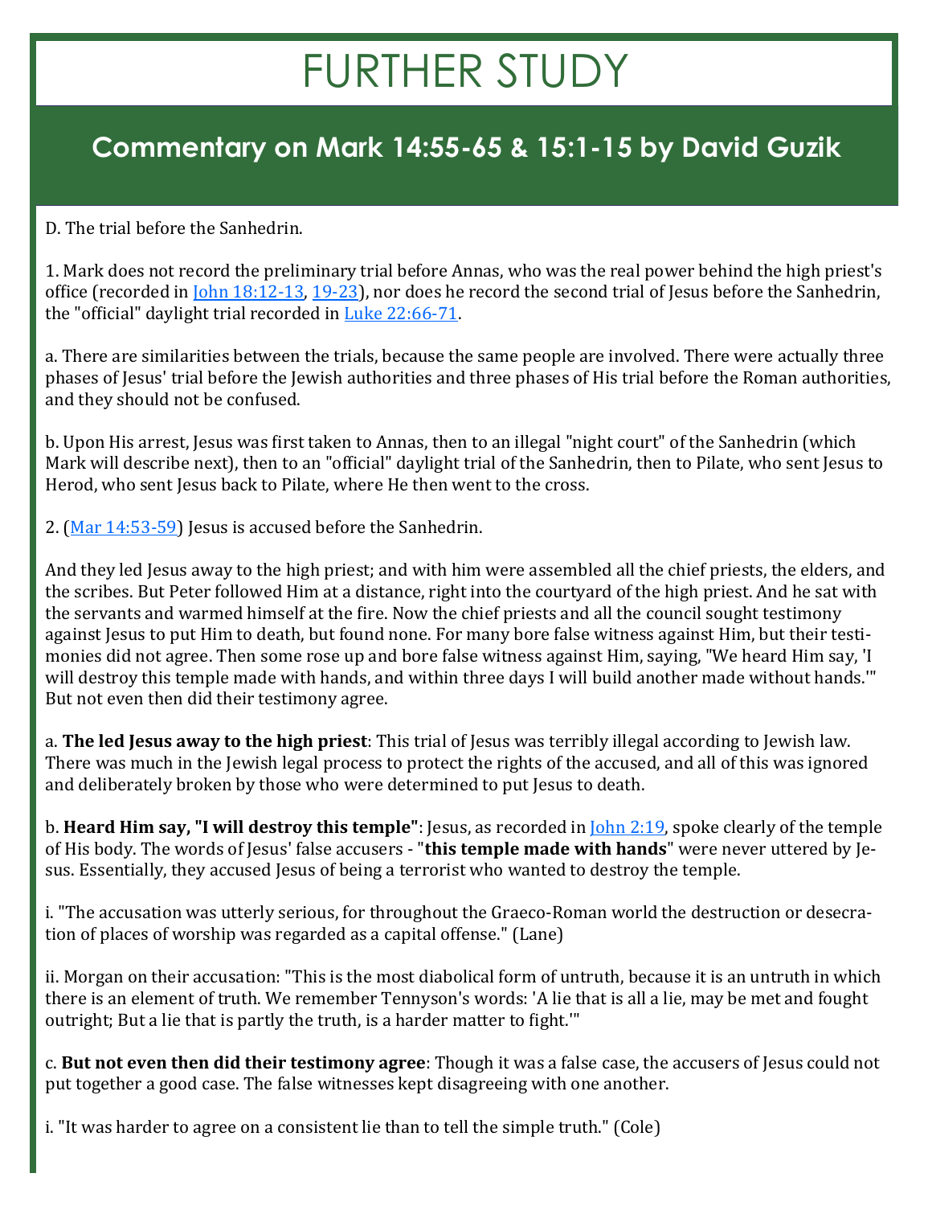# FURTHER STUDY

## Commentary on Mark 14:55-65 & 15:1-15 by David Guzik

D. The trial before the Sanhedrin.

1. Mark does not record the preliminary trial before Annas, who was the real power behind the high priest's office (recorded in John 18:12-13, 19-23), nor does he record the second trial of Jesus before the Sanhedrin, the "official" daylight trial recorded in Luke 22:66-71.

a. There are similarities between the trials, because the same people are involved. There were actually three phases of Jesus' trial before the Jewish authorities and three phases of His trial before the Roman authorities, and they should not be confused.

b. Upon His arrest, Jesus was first taken to Annas, then to an illegal "night court" of the Sanhedrin (which Mark will describe next), then to an "official" daylight trial of the Sanhedrin, then to Pilate, who sent Jesus to Herod, who sent Jesus back to Pilate, where He then went to the cross.

2. (Mar 14:53-59) Jesus is accused before the Sanhedrin.

And they led Jesus away to the high priest; and with him were assembled all the chief priests, the elders, and the scribes. But Peter followed Him at a distance, right into the courtyard of the high priest. And he sat with the servants and warmed himself at the fire. Now the chief priests and all the council sought testimony against Jesus to put Him to death, but found none. For many bore false witness against Him, but their testimonies did not agree. Then some rose up and bore false witness against Him, saying, "We heard Him say, 'I will destroy this temple made with hands, and within three days I will build another made without hands.'" But not even then did their testimony agree.

a. **The led Jesus away to the high priest**: This trial of Jesus was terribly illegal according to Jewish law. There was much in the Jewish legal process to protect the rights of the accused, and all of this was ignored and deliberately broken by those who were determined to put Jesus to death.

b. **Heard Him say, "I will destroy this temple"**: Jesus, as recorded in John 2:19, spoke clearly of the temple of His body. The words of Jesus' false accusers - "**this temple made with hands**" were never uttered by Jesus. Essentially, they accused Jesus of being a terrorist who wanted to destroy the temple.

i. "The accusation was utterly serious, for throughout the Graeco-Roman world the destruction or desecration of places of worship was regarded as a capital offense." (Lane)

ii. Morgan on their accusation: "This is the most diabolical form of untruth, because it is an untruth in which there is an element of truth. We remember Tennyson's words: 'A lie that is all a lie, may be met and fought outright; But a lie that is partly the truth, is a harder matter to fight.'"

c. **But not even then did their testimony agree**: Though it was a false case, the accusers of Jesus could not put together a good case. The false witnesses kept disagreeing with one another.

i. "It was harder to agree on a consistent lie than to tell the simple truth." (Cole)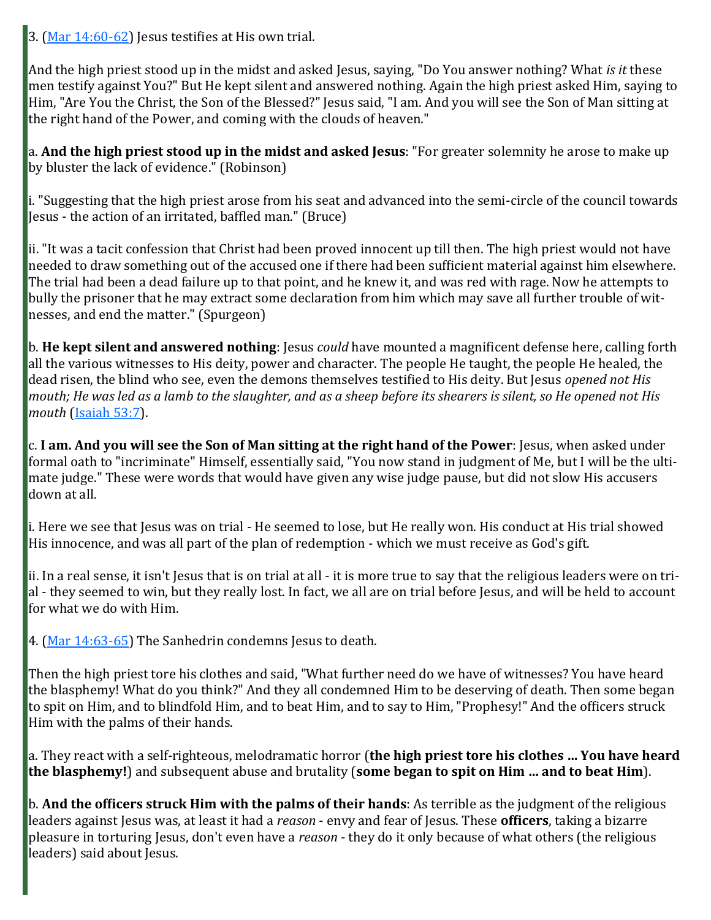3. ([Mar 14:60-62](#)) Jesus testifies at His own trial.

And the high priest stood up in the midst and asked Jesus, saying, "Do You answer nothing? What *is it* these men testify against You?" But He kept silent and answered nothing. Again the high priest asked Him, saying to Him, "Are You the Christ, the Son of the Blessed?" Jesus said, "I am. And you will see the Son of Man sitting at the right hand of the Power, and coming with the clouds of heaven."

a. **And the high priest stood up in the midst and asked Jesus**: "For greater solemnity he arose to make up by bluster the lack of evidence." (Robinson)

i. "Suggesting that the high priest arose from his seat and advanced into the semi-circle of the council towards Jesus - the action of an irritated, baffled man." (Bruce)

ii. "It was a tacit confession that Christ had been proved innocent up till then. The high priest would not have needed to draw something out of the accused one if there had been sufficient material against him elsewhere. The trial had been a dead failure up to that point, and he knew it, and was red with rage. Now he attempts to bully the prisoner that he may extract some declaration from him which may save all further trouble of witnesses, and end the matter." (Spurgeon)

b. **He kept silent and answered nothing**: Jesus *could* have mounted a magnificent defense here, calling forth all the various witnesses to His deity, power and character. The people He taught, the people He healed, the dead risen, the blind who see, even the demons themselves testified to His deity. But Jesus *opened not His mouth; He was led as a lamb to the slaughter, and as a sheep before its shearers is silent, so He opened not His mouth* ([Isaiah 53:7](#)).

c. **I am. And you will see the Son of Man sitting at the right hand of the Power**: Jesus, when asked under formal oath to "incriminate" Himself, essentially said, "You now stand in judgment of Me, but I will be the ultimate judge." These were words that would have given any wise judge pause, but did not slow His accusers down at all.

i. Here we see that Jesus was on trial - He seemed to lose, but He really won. His conduct at His trial showed His innocence, and was all part of the plan of redemption - which we must receive as God's gift.

ii. In a real sense, it isn't Jesus that is on trial at all - it is more true to say that the religious leaders were on trial - they seemed to win, but they really lost. In fact, we all are on trial before Jesus, and will be held to account for what we do with Him.

4. ([Mar 14:63-65](#)) The Sanhedrin condemns Jesus to death.

Then the high priest tore his clothes and said, "What further need do we have of witnesses? You have heard the blasphemy! What do you think?" And they all condemned Him to be deserving of death. Then some began to spit on Him, and to blindfold Him, and to beat Him, and to say to Him, "Prophesy!" And the officers struck Him with the palms of their hands.

a. They react with a self-righteous, melodramatic horror (**the high priest tore his clothes ... You have heard the blasphemy!**) and subsequent abuse and brutality (**some began to spit on Him ... and to beat Him**).

b. **And the officers struck Him with the palms of their hands**: As terrible as the judgment of the religious leaders against Jesus was, at least it had a *reason* - envy and fear of Jesus. These **officers**, taking a bizarre pleasure in torturing Jesus, don't even have a *reason* - they do it only because of what others (the religious leaders) said about Jesus.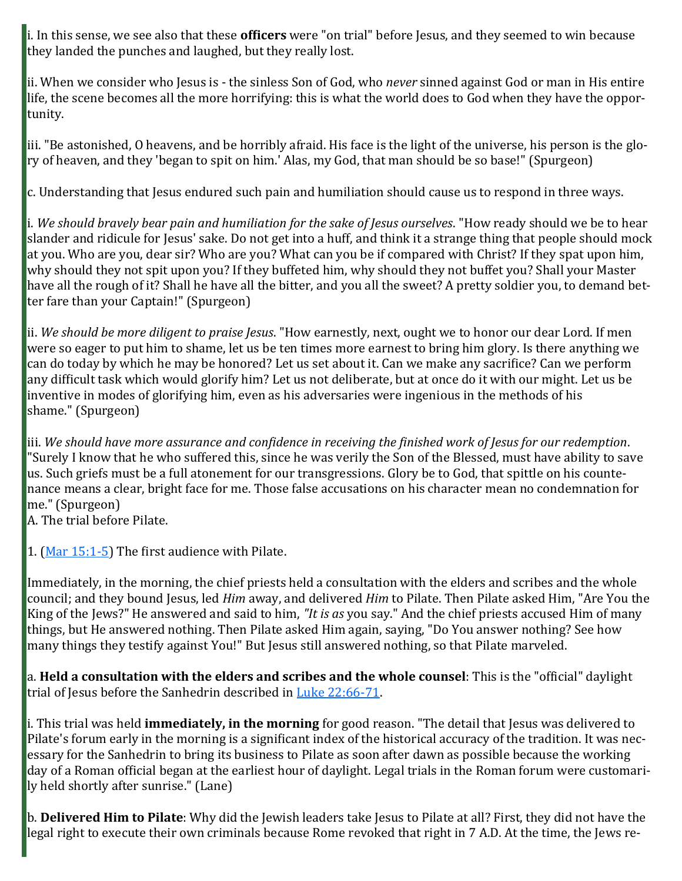i. In this sense, we see also that these **officers** were "on trial" before Jesus, and they seemed to win because they landed the punches and laughed, but they really lost.

ii. When we consider who Jesus is - the sinless Son of God, who *never* sinned against God or man in His entire life, the scene becomes all the more horrifying: this is what the world does to God when they have the opportunity.

iii. "Be astonished, O heavens, and be horribly afraid. His face is the light of the universe, his person is the glory of heaven, and they 'began to spit on him.' Alas, my God, that man should be so base!" (Spurgeon)

c. Understanding that Jesus endured such pain and humiliation should cause us to respond in three ways.

i. *We should bravely bear pain and humiliation for the sake of Jesus ourselves*. "How ready should we be to hear slander and ridicule for Jesus' sake. Do not get into a huff, and think it a strange thing that people should mock at you. Who are you, dear sir? Who are you? What can you be if compared with Christ? If they spat upon him, why should they not spit upon you? If they buffeted him, why should they not buffet you? Shall your Master have all the rough of it? Shall he have all the bitter, and you all the sweet? A pretty soldier you, to demand better fare than your Captain!" (Spurgeon)

ii. *We should be more diligent to praise Jesus*. "How earnestly, next, ought we to honor our dear Lord. If men were so eager to put him to shame, let us be ten times more earnest to bring him glory. Is there anything we can do today by which he may be honored? Let us set about it. Can we make any sacrifice? Can we perform any difficult task which would glorify him? Let us not deliberate, but at once do it with our might. Let us be inventive in modes of glorifying him, even as his adversaries were ingenious in the methods of his shame." (Spurgeon)

iii. *We should have more assurance and confidence in receiving the finished work of Jesus for our redemption*. "Surely I know that he who suffered this, since he was verily the Son of the Blessed, must have ability to save us. Such griefs must be a full atonement for our transgressions. Glory be to God, that spittle on his countenance means a clear, bright face for me. Those false accusations on his character mean no condemnation for me." (Spurgeon)

A. The trial before Pilate.

1. (Mar 15:1-5) The first audience with Pilate.

Immediately, in the morning, the chief priests held a consultation with the elders and scribes and the whole council; and they bound Jesus, led *Him* away, and delivered *Him* to Pilate. Then Pilate asked Him, "Are You the King of the Jews?" He answered and said to him, *"It is as* you say." And the chief priests accused Him of many things, but He answered nothing. Then Pilate asked Him again, saying, "Do You answer nothing? See how many things they testify against You!" But Jesus still answered nothing, so that Pilate marveled.

a. **Held a consultation with the elders and scribes and the whole counsel**: This is the "official" daylight trial of Jesus before the Sanhedrin described in Luke 22:66-71.

i. This trial was held **immediately, in the morning** for good reason. "The detail that Jesus was delivered to Pilate's forum early in the morning is a significant index of the historical accuracy of the tradition. It was necessary for the Sanhedrin to bring its business to Pilate as soon after dawn as possible because the working day of a Roman official began at the earliest hour of daylight. Legal trials in the Roman forum were customarily held shortly after sunrise." (Lane)

b. **Delivered Him to Pilate**: Why did the Jewish leaders take Jesus to Pilate at all? First, they did not have the legal right to execute their own criminals because Rome revoked that right in 7 A.D. At the time, the Jews re-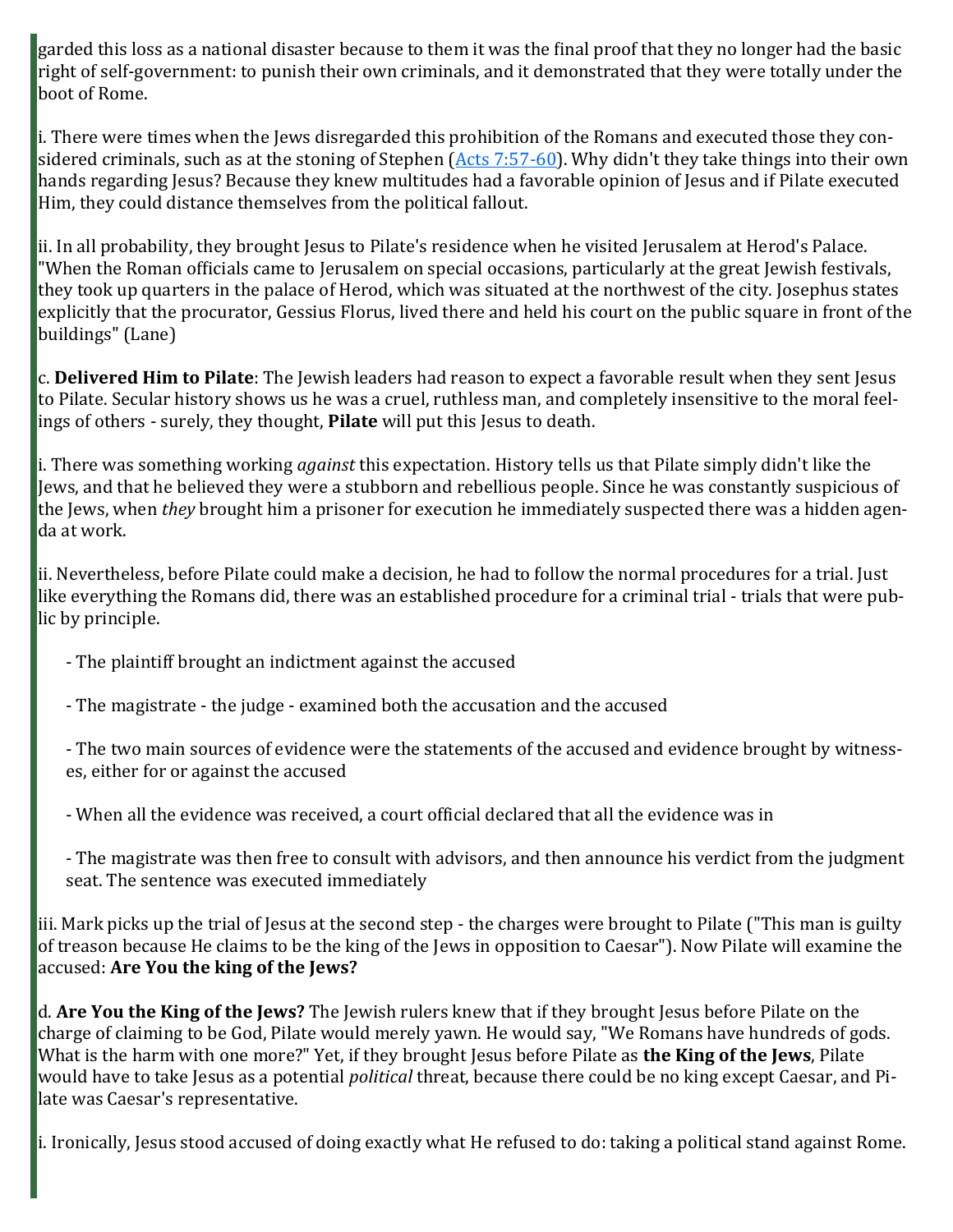garded this loss as a national disaster because to them it was the final proof that they no longer had the basic right of self-government: to punish their own criminals, and it demonstrated that they were totally under the boot of Rome.

i. There were times when the Jews disregarded this prohibition of the Romans and executed those they considered criminals, such as at the stoning of Stephen (Acts 7:57-60). Why didn't they take things into their own hands regarding Jesus? Because they knew multitudes had a favorable opinion of Jesus and if Pilate executed Him, they could distance themselves from the political fallout.

ii. In all probability, they brought Jesus to Pilate's residence when he visited Jerusalem at Herod's Palace. "When the Roman officials came to Jerusalem on special occasions, particularly at the great Jewish festivals, they took up quarters in the palace of Herod, which was situated at the northwest of the city. Josephus states explicitly that the procurator, Gessius Florus, lived there and held his court on the public square in front of the buildings" (Lane)

c. **Delivered Him to Pilate**: The Jewish leaders had reason to expect a favorable result when they sent Jesus to Pilate. Secular history shows us he was a cruel, ruthless man, and completely insensitive to the moral feelings of others - surely, they thought, **Pilate** will put this Jesus to death.

i. There was something working *against* this expectation. History tells us that Pilate simply didn't like the Jews, and that he believed they were a stubborn and rebellious people. Since he was constantly suspicious of the Jews, when *they* brought him a prisoner for execution he immediately suspected there was a hidden agenda at work.

ii. Nevertheless, before Pilate could make a decision, he had to follow the normal procedures for a trial. Just like everything the Romans did, there was an established procedure for a criminal trial - trials that were public by principle.

- The plaintiff brought an indictment against the accused
- The magistrate - the judge - examined both the accusation and the accused
- The two main sources of evidence were the statements of the accused and evidence brought by witnesses, either for or against the accused
- When all the evidence was received, a court official declared that all the evidence was in
- The magistrate was then free to consult with advisors, and then announce his verdict from the judgment seat. The sentence was executed immediately

iii. Mark picks up the trial of Jesus at the second step - the charges were brought to Pilate ("This man is guilty of treason because He claims to be the king of the Jews in opposition to Caesar"). Now Pilate will examine the accused: **Are You the king of the Jews?**

d. **Are You the King of the Jews?** The Jewish rulers knew that if they brought Jesus before Pilate on the charge of claiming to be God, Pilate would merely yawn. He would say, "We Romans have hundreds of gods. What is the harm with one more?" Yet, if they brought Jesus before Pilate as **the King of the Jews**, Pilate would have to take Jesus as a potential *political* threat, because there could be no king except Caesar, and Pilate was Caesar's representative.

i. Ironically, Jesus stood accused of doing exactly what He refused to do: taking a political stand against Rome.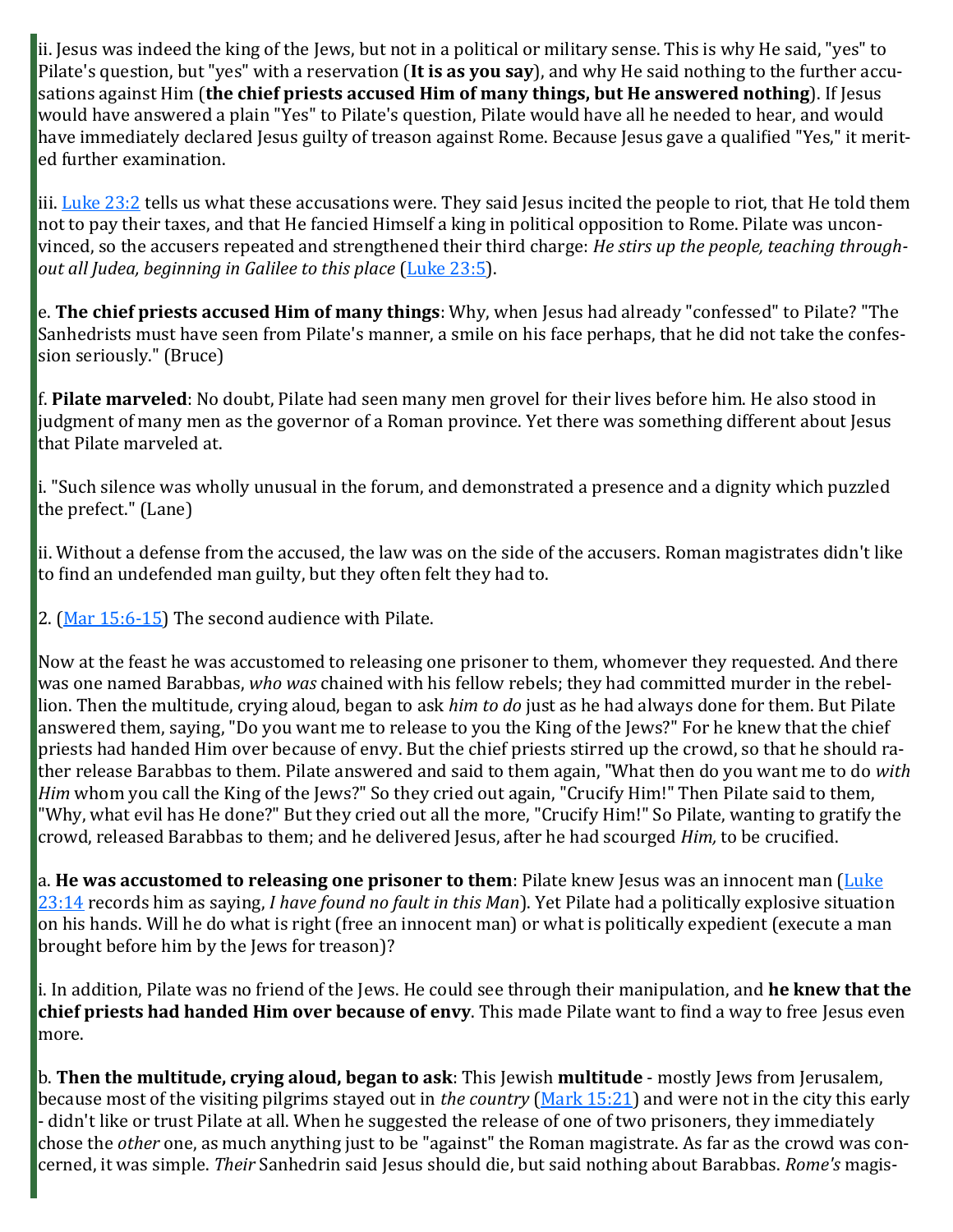ii. Jesus was indeed the king of the Jews, but not in a political or military sense. This is why He said, "yes" to Pilate's question, but "yes" with a reservation (**It is as you say**), and why He said nothing to the further accusations against Him (**the chief priests accused Him of many things, but He answered nothing**). If Jesus would have answered a plain "Yes" to Pilate's question, Pilate would have all he needed to hear, and would have immediately declared Jesus guilty of treason against Rome. Because Jesus gave a qualified "Yes," it merited further examination.

iii. Luke 23:2 tells us what these accusations were. They said Jesus incited the people to riot, that He told them not to pay their taxes, and that He fancied Himself a king in political opposition to Rome. Pilate was unconvinced, so the accusers repeated and strengthened their third charge: *He stirs up the people, teaching throughout all Judea, beginning in Galilee to this place* (Luke 23:5).

e. **The chief priests accused Him of many things**: Why, when Jesus had already "confessed" to Pilate? "The Sanhedrists must have seen from Pilate's manner, a smile on his face perhaps, that he did not take the confession seriously." (Bruce)

f. **Pilate marveled**: No doubt, Pilate had seen many men grovel for their lives before him. He also stood in judgment of many men as the governor of a Roman province. Yet there was something different about Jesus that Pilate marveled at.

i. "Such silence was wholly unusual in the forum, and demonstrated a presence and a dignity which puzzled the prefect." (Lane)

ii. Without a defense from the accused, the law was on the side of the accusers. Roman magistrates didn't like to find an undefended man guilty, but they often felt they had to.

2. (Mar 15:6-15) The second audience with Pilate.

Now at the feast he was accustomed to releasing one prisoner to them, whomever they requested. And there was one named Barabbas, *who was* chained with his fellow rebels; they had committed murder in the rebellion. Then the multitude, crying aloud, began to ask *him to do* just as he had always done for them. But Pilate answered them, saying, "Do you want me to release to you the King of the Jews?" For he knew that the chief priests had handed Him over because of envy. But the chief priests stirred up the crowd, so that he should rather release Barabbas to them. Pilate answered and said to them again, "What then do you want me to do *with Him* whom you call the King of the Jews?" So they cried out again, "Crucify Him!" Then Pilate said to them, "Why, what evil has He done?" But they cried out all the more, "Crucify Him!" So Pilate, wanting to gratify the crowd, released Barabbas to them; and he delivered Jesus, after he had scourged *Him,* to be crucified.

a. **He was accustomed to releasing one prisoner to them**: Pilate knew Jesus was an innocent man (Luke 23:14 records him as saying, *I have found no fault in this Man*). Yet Pilate had a politically explosive situation on his hands. Will he do what is right (free an innocent man) or what is politically expedient (execute a man brought before him by the Jews for treason)?

i. In addition, Pilate was no friend of the Jews. He could see through their manipulation, and **he knew that the chief priests had handed Him over because of envy**. This made Pilate want to find a way to free Jesus even more.

b. **Then the multitude, crying aloud, began to ask**: This Jewish **multitude** - mostly Jews from Jerusalem, because most of the visiting pilgrims stayed out in *the country* (Mark 15:21) and were not in the city this early - didn't like or trust Pilate at all. When he suggested the release of one of two prisoners, they immediately chose the *other* one, as much anything just to be "against" the Roman magistrate. As far as the crowd was concerned, it was simple. *Their* Sanhedrin said Jesus should die, but said nothing about Barabbas. *Rome's* magis-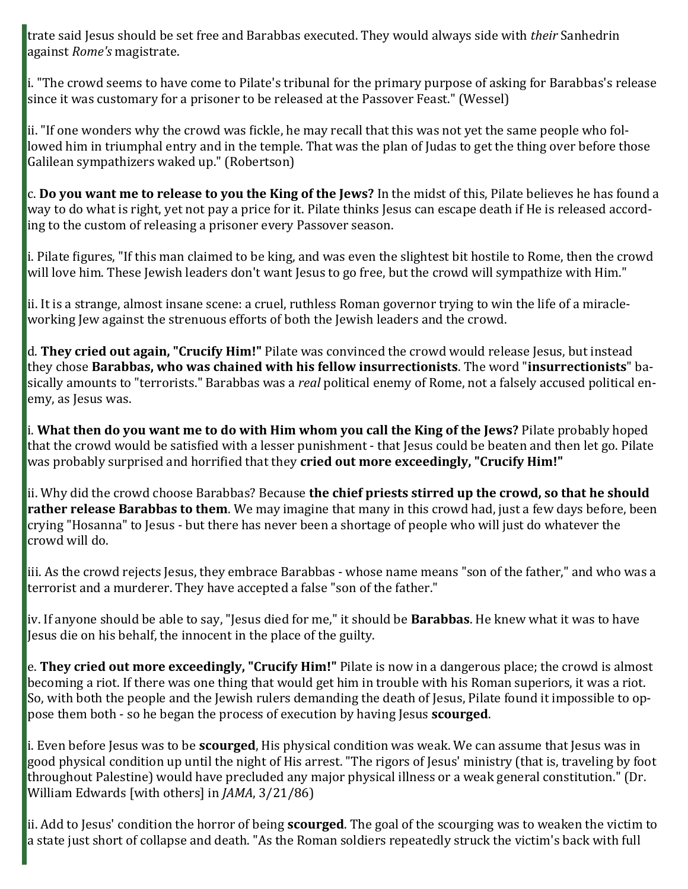trate said Jesus should be set free and Barabbas executed. They would always side with *their* Sanhedrin against *Rome's* magistrate.

i. "The crowd seems to have come to Pilate's tribunal for the primary purpose of asking for Barabbas's release since it was customary for a prisoner to be released at the Passover Feast." (Wessel)

ii. "If one wonders why the crowd was fickle, he may recall that this was not yet the same people who followed him in triumphal entry and in the temple. That was the plan of Judas to get the thing over before those Galilean sympathizers waked up." (Robertson)

c. **Do you want me to release to you the King of the Jews?** In the midst of this, Pilate believes he has found a way to do what is right, yet not pay a price for it. Pilate thinks Jesus can escape death if He is released according to the custom of releasing a prisoner every Passover season.

i. Pilate figures, "If this man claimed to be king, and was even the slightest bit hostile to Rome, then the crowd will love him. These Jewish leaders don't want Jesus to go free, but the crowd will sympathize with Him."

ii. It is a strange, almost insane scene: a cruel, ruthless Roman governor trying to win the life of a miracle-working Jew against the strenuous efforts of both the Jewish leaders and the crowd.

d. **They cried out again, "Crucify Him!"** Pilate was convinced the crowd would release Jesus, but instead they chose **Barabbas, who was chained with his fellow insurrectionists**. The word "**insurrectionists**" basically amounts to "terrorists." Barabbas was a *real* political enemy of Rome, not a falsely accused political enemy, as Jesus was.

i. **What then do you want me to do with Him whom you call the King of the Jews?** Pilate probably hoped that the crowd would be satisfied with a lesser punishment - that Jesus could be beaten and then let go. Pilate was probably surprised and horrified that they **cried out more exceedingly, "Crucify Him!"**

ii. Why did the crowd choose Barabbas? Because **the chief priests stirred up the crowd, so that he should rather release Barabbas to them**. We may imagine that many in this crowd had, just a few days before, been crying "Hosanna" to Jesus - but there has never been a shortage of people who will just do whatever the crowd will do.

iii. As the crowd rejects Jesus, they embrace Barabbas - whose name means "son of the father," and who was a terrorist and a murderer. They have accepted a false "son of the father."

iv. If anyone should be able to say, "Jesus died for me," it should be **Barabbas**. He knew what it was to have Jesus die on his behalf, the innocent in the place of the guilty.

e. **They cried out more exceedingly, "Crucify Him!"** Pilate is now in a dangerous place; the crowd is almost becoming a riot. If there was one thing that would get him in trouble with his Roman superiors, it was a riot. So, with both the people and the Jewish rulers demanding the death of Jesus, Pilate found it impossible to oppose them both - so he began the process of execution by having Jesus **scourged**.

i. Even before Jesus was to be **scourged**, His physical condition was weak. We can assume that Jesus was in good physical condition up until the night of His arrest. "The rigors of Jesus' ministry (that is, traveling by foot throughout Palestine) would have precluded any major physical illness or a weak general constitution." (Dr. William Edwards [with others] in *JAMA*, 3/21/86)

ii. Add to Jesus' condition the horror of being **scourged**. The goal of the scourging was to weaken the victim to a state just short of collapse and death. "As the Roman soldiers repeatedly struck the victim's back with full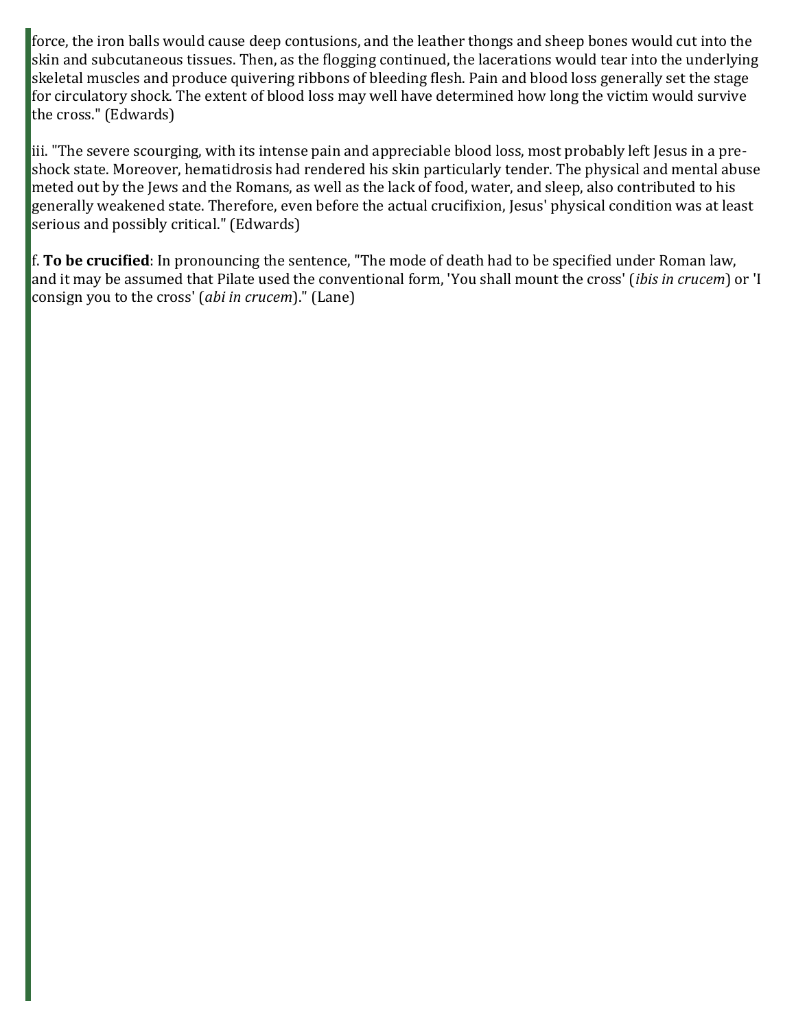force, the iron balls would cause deep contusions, and the leather thongs and sheep bones would cut into the skin and subcutaneous tissues. Then, as the flogging continued, the lacerations would tear into the underlying skeletal muscles and produce quivering ribbons of bleeding flesh. Pain and blood loss generally set the stage for circulatory shock. The extent of blood loss may well have determined how long the victim would survive the cross." (Edwards)

iii. "The severe scourging, with its intense pain and appreciable blood loss, most probably left Jesus in a pre-shock state. Moreover, hematidrosis had rendered his skin particularly tender. The physical and mental abuse meted out by the Jews and the Romans, as well as the lack of food, water, and sleep, also contributed to his generally weakened state. Therefore, even before the actual crucifixion, Jesus' physical condition was at least serious and possibly critical." (Edwards)

f. **To be crucified**: In pronouncing the sentence, "The mode of death had to be specified under Roman law, and it may be assumed that Pilate used the conventional form, 'You shall mount the cross' (*ibis in crucem*) or 'I consign you to the cross' (*abi in crucem*)." (Lane)